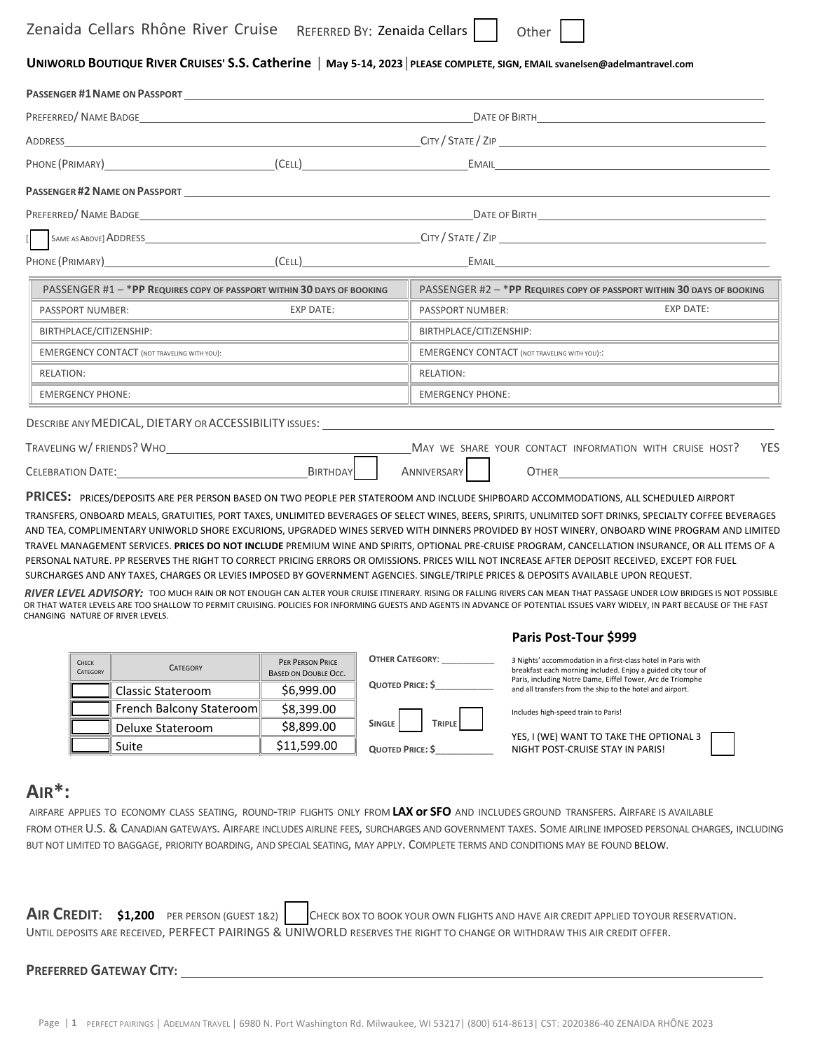# Zenaida Cellars Rhône River Cruise

REFERRED BY: Zenaida Cellars ☐ Other ☐

**UNIWORLD BOUTIQUE RIVER CRUISES' S.S. Catherine** | **May 5-14, 2023** | **PLEASE COMPLETE, SIGN, EMAIL svanelsen@adelmantravel.com**

**PASSENGER #1 NAME ON PASSPORT** ____________________

PREFERRED/ NAME BADGE ____________________ DATE OF BIRTH ____________________

ADDRESS ____________________ CITY / STATE / ZIP ____________________

PHONE (PRIMARY) ____________________ (CELL) ____________________ EMAIL ____________________

**PASSENGER #2 NAME ON PASSPORT** ____________________

PREFERRED/ NAME BADGE ____________________ DATE OF BIRTH ____________________

[☐ SAME AS ABOVE] ADDRESS ____________________ CITY / STATE / ZIP ____________________

PHONE (PRIMARY) ____________________ (CELL) ____________________ EMAIL ____________________

| PASSENGER #1 – *PP REQUIRES COPY OF PASSPORT WITHIN 30 DAYS OF BOOKING | PASSENGER #2 – *PP REQUIRES COPY OF PASSPORT WITHIN 30 DAYS OF BOOKING |
|---|---|
| PASSPORT NUMBER: EXP DATE: | PASSPORT NUMBER: EXP DATE: |
| BIRTHPLACE/CITIZENSHIP: | BIRTHPLACE/CITIZENSHIP: |
| EMERGENCY CONTACT (NOT TRAVELING WITH YOU): | EMERGENCY CONTACT (NOT TRAVELING WITH YOU):: |
| RELATION: | RELATION: |
| EMERGENCY PHONE: | EMERGENCY PHONE: |

DESCRIBE ANY MEDICAL, DIETARY OR ACCESSIBILITY ISSUES: ____________________

TRAVELING W/ FRIENDS? WHO ____________________ MAY WE SHARE YOUR CONTACT INFORMATION WITH CRUISE HOST? YES

CELEBRATION DATE: ____________________ BIRTHDAY ☐ ANNIVERSARY ☐ OTHER ____________________

**PRICES:** PRICES/DEPOSITS ARE PER PERSON BASED ON TWO PEOPLE PER STATEROOM AND INCLUDE SHIPBOARD ACCOMMODATIONS, ALL SCHEDULED AIRPORT TRANSFERS, ONBOARD MEALS, GRATUITIES, PORT TAXES, UNLIMITED BEVERAGES OF SELECT WINES, BEERS, SPIRITS, UNLIMITED SOFT DRINKS, SPECIALTY COFFEE BEVERAGES AND TEA, COMPLIMENTARY UNIWORLD SHORE EXCURIONS, UPGRADED WINES SERVED WITH DINNERS PROVIDED BY HOST WINERY, ONBOARD WINE PROGRAM AND LIMITED TRAVEL MANAGEMENT SERVICES. **PRICES DO NOT INCLUDE** PREMIUM WINE AND SPIRITS, OPTIONAL PRE-CRUISE PROGRAM, CANCELLATION INSURANCE, OR ALL ITEMS OF A PERSONAL NATURE. PP RESERVES THE RIGHT TO CORRECT PRICING ERRORS OR OMISSIONS. PRICES WILL NOT INCREASE AFTER DEPOSIT RECEIVED, EXCEPT FOR FUEL SURCHARGES AND ANY TAXES, CHARGES OR LEVIES IMPOSED BY GOVERNMENT AGENCIES. SINGLE/TRIPLE PRICES & DEPOSITS AVAILABLE UPON REQUEST.

***RIVER LEVEL ADVISORY:*** TOO MUCH RAIN OR NOT ENOUGH CAN ALTER YOUR CRUISE ITINERARY. RISING OR FALLING RIVERS CAN MEAN THAT PASSAGE UNDER LOW BRIDGES IS NOT POSSIBLE OR THAT WATER LEVELS ARE TOO SHALLOW TO PERMIT CRUISING. POLICIES FOR INFORMING GUESTS AND AGENTS IN ADVANCE OF POTENTIAL ISSUES VARY WIDELY, IN PART BECAUSE OF THE FAST CHANGING NATURE OF RIVER LEVELS.

| CHECK CATEGORY | CATEGORY | PER PERSON PRICE BASED ON DOUBLE OCC. |
|---|---|---|
| ☐ | Classic Stateroom | $6,999.00 |
| ☐ | French Balcony Stateroom | $8,399.00 |
| ☐ | Deluxe Stateroom | $8,899.00 |
| ☐ | Suite | $11,599.00 |

**OTHER CATEGORY**: __________

**QUOTED PRICE: $**__________

SINGLE ☐ TRIPLE ☐

**QUOTED PRICE: $**__________

## Paris Post-Tour $999

3 Nights' accommodation in a first-class hotel in Paris with breakfast each morning included. Enjoy a guided city tour of Paris, including Notre Dame, Eiffel Tower, Arc de Triomphe and all transfers from the ship to the hotel and airport.

Includes high-speed train to Paris!

YES, I (WE) WANT TO TAKE THE OPTIONAL 3 NIGHT POST-CRUISE STAY IN PARIS! ☐

# AIR*:

AIRFARE APPLIES TO ECONOMY CLASS SEATING, ROUND-TRIP FLIGHTS ONLY FROM **LAX or SFO** AND INCLUDES GROUND TRANSFERS. AIRFARE IS AVAILABLE FROM OTHER U.S. & CANADIAN GATEWAYS. AIRFARE INCLUDES AIRLINE FEES, SURCHARGES AND GOVERNMENT TAXES. SOME AIRLINE IMPOSED PERSONAL CHARGES, INCLUDING BUT NOT LIMITED TO BAGGAGE, PRIORITY BOARDING, AND SPECIAL SEATING, MAY APPLY. COMPLETE TERMS AND CONDITIONS MAY BE FOUND BELOW.

**AIR CREDIT: $1,200** PER PERSON (GUEST 1&2) ☐ CHECK BOX TO BOOK YOUR OWN FLIGHTS AND HAVE AIR CREDIT APPLIED TO YOUR RESERVATION. UNTIL DEPOSITS ARE RECEIVED, PERFECT PAIRINGS & UNIWORLD RESERVES THE RIGHT TO CHANGE OR WITHDRAW THIS AIR CREDIT OFFER.

**PREFERRED GATEWAY CITY:** ____________________

PERFECT PAIRINGS | ADELMAN TRAVEL | 6980 N. Port Washington Rd. Milwaukee, WI 53217 | (800) 614-8613 | CST: 2020386-40 ZENAIDA RHÔNE 2023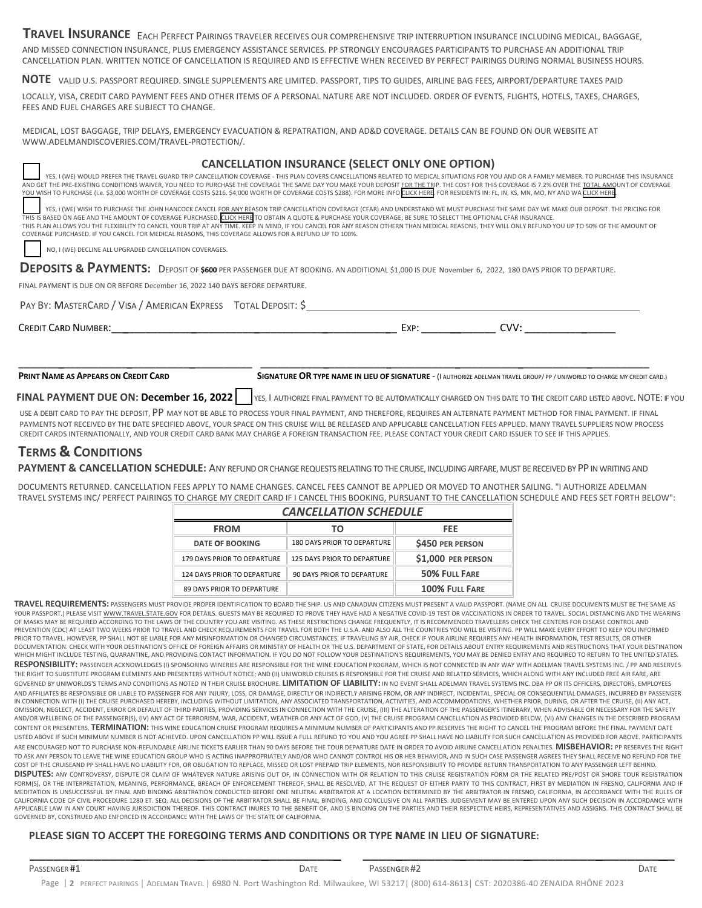## TRAVEL INSURANCE

EACH PERFECT PAIRINGS TRAVELER RECEIVES OUR COMPREHENSIVE TRIP INTERRUPTION INSURANCE INCLUDING MEDICAL, BAGGAGE, AND MISSED CONNECTION INSURANCE, PLUS EMERGENCY ASSISTANCE SERVICES. PP STRONGLY ENCOURAGES PARTICIPANTS TO PURCHASE AN ADDITIONAL TRIP CANCELLATION PLAN. WRITTEN NOTICE OF CANCELLATION IS REQUIRED AND IS EFFECTIVE WHEN RECEIVED BY PERFECT PAIRINGS DURING NORMAL BUSINESS HOURS.

**NOTE** VALID U.S. PASSPORT REQUIRED. SINGLE SUPPLEMENTS ARE LIMITED. PASSPORT, TIPS TO GUIDES, AIRLINE BAG FEES, AIRPORT/DEPARTURE TAXES PAID LOCALLY, VISA, CREDIT CARD PAYMENT FEES AND OTHER ITEMS OF A PERSONAL NATURE ARE NOT INCLUDED. ORDER OF EVENTS, FLIGHTS, HOTELS, TAXES, CHARGES, FEES AND FUEL CHARGES ARE SUBJECT TO CHANGE.

MEDICAL, LOST BAGGAGE, TRIP DELAYS, EMERGENCY EVACUATION & REPATRATION, AND AD&D COVERAGE. DETAILS CAN BE FOUND ON OUR WEBSITE AT WWW.ADELMANDISCOVERIES.COM/TRAVEL-PROTECTION/.

### CANCELLATION INSURANCE (SELECT ONLY ONE OPTION)

☐ YES, I (WE) WOULD PREFER THE TRAVEL GUARD TRIP CANCELLATION COVERAGE - THIS PLAN COVERS CANCELLATIONS RELATED TO MEDICAL SITUATIONS FOR YOU AND OR A FAMILY MEMBER. TO PURCHASE THIS INSURANCE AND GET THE PRE-EXISTING CONDITIONS WAIVER, YOU NEED TO PURCHASE THE COVERAGE THE SAME DAY YOU MAKE YOUR DEPOSIT FOR THE TRIP. THE COST FOR THIS COVERAGE IS 7.2% OVER THE TOTAL AMOUNT OF COVERAGE YOU WISH TO PURCHASE (i.e. $3,000 WORTH OF COVERAGE COSTS $216. $4,000 WORTH OF COVERAGE COSTS $288). FOR MORE INFO CLICK HERE. FOR RESIDENTS IN: FL, IN, KS, MN, MO, NY AND WA CLICK HERE.

☐ YES, I (WE) WISH TO PURCHASE THE JOHN HANCOCK CANCEL FOR ANY REASON TRIP CANCELLATION COVERAGE (CFAR) AND UNDERSTAND WE MUST PURCHASE THE SAME DAY WE MAKE OUR DEPOSIT. THE PRICING FOR THIS IS BASED ON AGE AND THE AMOUNT OF COVERAGE PURCHASED. CLICK HERE TO OBTAIN A QUOTE & PURCHASE YOUR COVERAGE; BE SURE TO SELECT THE OPTIONAL CFAR INSURANCE.
THIS PLAN ALLOWS YOU THE FLEXIBILITY TO CANCEL YOUR TRIP AT ANY TIME. KEEP IN MIND, IF YOU CANCEL FOR ANY REASON OTHERN THAN MEDICAL REASONS, THEY WILL ONLY REFUND YOU UP TO 50% OF THE AMOUNT OF COVERAGE PURCHASED. IF YOU CANCEL FOR MEDICAL REASONS, THIS COVERAGE ALLOWS FOR A REFUND UP TO 100%.

☐ NO, I (WE) DECLINE ALL UPGRADED CANCELLATION COVERAGES.

## DEPOSITS & PAYMENTS:

DEPOSIT OF **$600** PER PASSENGER DUE AT BOOKING. AN ADDITIONAL $1,000 IS DUE November 6, 2022, 180 DAYS PRIOR TO DEPARTURE.

FINAL PAYMENT IS DUE ON OR BEFORE December 16, 2022 140 DAYS BEFORE DEPARTURE.

PAY BY: MASTERCARD / VISA / AMERICAN EXPRESS TOTAL DEPOSIT: $______________________________

CREDIT CARD NUMBER:______________________________ EXP: __________ CVV: __________

______________________________ ______________________________

**PRINT NAME AS APPEARS ON CREDIT CARD** **SIGNATURE OR TYPE NAME IN LIEU OF SIGNATURE** - (I AUTHORIZE ADELMAN TRAVEL GROUP/ PP / UNIWORLD TO CHARGE MY CREDIT CARD.)

**FINAL PAYMENT DUE ON: December 16, 2022** ☐ YES, I AUTHORIZE FINAL PAYMENT TO BE AUTOMATICALLY CHARGED ON THIS DATE TO THE CREDIT CARD LISTED ABOVE. NOTE: IF YOU USE A DEBIT CARD TO PAY THE DEPOSIT, PP MAY NOT BE ABLE TO PROCESS YOUR FINAL PAYMENT, AND THEREFORE, REQUIRES AN ALTERNATE PAYMENT METHOD FOR FINAL PAYMENT. IF FINAL PAYMENTS NOT RECEIVED BY THE DATE SPECIFIED ABOVE, YOUR SPACE ON THIS CRUISE WILL BE RELEASED AND APPLICABLE CANCELLATION FEES APPLIED. MANY TRAVEL SUPPLIERS NOW PROCESS CREDIT CARDS INTERNATIONALLY, AND YOUR CREDIT CARD BANK MAY CHARGE A FOREIGN TRANSACTION FEE. PLEASE CONTACT YOUR CREDIT CARD ISSUER TO SEE IF THIS APPLIES.

## TERMS & CONDITIONS

**PAYMENT & CANCELLATION SCHEDULE:** ANY REFUND OR CHANGE REQUESTS RELATING TO THE CRUISE, INCLUDING AIRFARE, MUST BE RECEIVED BY PP IN WRITING AND DOCUMENTS RETURNED. CANCELLATION FEES APPLY TO NAME CHANGES. CANCEL FEES CANNOT BE APPLIED OR MOVED TO ANOTHER SAILING. "I AUTHORIZE ADELMAN TRAVEL SYSTEMS INC/ PERFECT PAIRINGS TO CHARGE MY CREDIT CARD IF I CANCEL THIS BOOKING, PURSUANT TO THE CANCELLATION SCHEDULE AND FEES SET FORTH BELOW":

*CANCELLATION SCHEDULE*

| FROM | TO | FEE |
|---|---|---|
| DATE OF BOOKING | 180 DAYS PRIOR TO DEPARTURE | $450 PER PERSON |
| 179 DAYS PRIOR TO DEPARTURE | 125 DAYS PRIOR TO DEPARTURE | $1,000 PER PERSON |
| 124 DAYS PRIOR TO DEPARTURE | 90 DAYS PRIOR TO DEPARTURE | 50% FULL FARE |
| 89 DAYS PRIOR TO DEPARTURE | | 100% FULL FARE |

**TRAVEL REQUIREMENTS:** PASSENGERS MUST PROVIDE PROPER IDENTIFICATION TO BOARD THE SHIP. US AND CANADIAN CITIZENS MUST PRESENT A VALID PASSPORT. (NAME ON ALL CRUISE DOCUMENTS MUST BE THE SAME AS YOUR PASSPORT.) PLEASE VISIT WWW.TRAVEL.STATE.GOV FOR DETAILS. GUESTS MAY BE REQUIRED TO PROVE THEY HAVE HAD A NEGATIVE COVID-19 TEST OR VACCINATIONS IN ORDER TO TRAVEL. SOCIAL DISTANCING AND THE WEARING OF MASKS MAY BE REQUIRED ACCORDING TO THE LAWS OF THE COUNTRY YOU ARE VISITING. AS THESE RESTRICTIONS CHANGE FREQUENTLY, IT IS RECOMMENDED TRAVELLERS CHECK THE CENTERS FOR DISEASE CONTROL AND PREVENTION (CDC) AT LEAST TWO WEEKS PRIOR TO TRAVEL AND CHECK REQUIREMENTS FOR TRAVEL FOR BOTH THE U.S.A. AND ALSO ALL THE COUNTRIES YOU WILL BE VISITING. PP WILL MAKE EVERY EFFORT TO KEEP YOU INFORMED PRIOR TO TRAVEL. HOWEVER, PP SHALL NOT BE LIABLE FOR ANY MISINFORMATION OR CHANGED CIRCUMSTANCES. IF TRAVELING BY AIR, CHECK IF YOUR AIRLINE REQUIRES ANY HEALTH INFORMATION, TEST RESULTS, OR OTHER DOCUMENTATION. CHECK WITH YOUR DESTINATION'S OFFICE OF FOREIGN AFFAIRS OR MINISTRY OF HEALTH OR THE U.S. DEPARTMENT OF STATE, FOR DETAILS ABOUT ENTRY REQUIREMENTS AND RESTRUCTIONS THAT YOUR DESTINATION WHICH MIGHT INCLUDE TESTING, QUARANTINE, AND PROVIDING CONTACT INFORMATION. IF YOU DO NOT FOLLOW YOUR DESTINATION'S REQUIREMENTS, YOU MAY BE DENIED ENTRY AND REQUIRED TO RETURN TO THE UNITED STATES. **RESPONSIBILITY:** PASSENGER ACKNOWLEDGES (I) SPONSORING WINERIES ARE RESPONSIBLE FOR THE WINE EDUCATION PROGRAM, WHICH IS NOT CONNECTED IN ANY WAY WITH ADELMAN TRAVEL SYSTEMS INC. / PP AND RESERVES THE RIGHT TO SUBSTITUTE PROGRAM ELEMENTS AND PRESENTERS WITHOUT NOTICE; AND (II) UNIWORLD CRUISES IS RESPONSIBLE FOR THE CRUISE AND RELATED SERVICES, WHICH ALONG WITH ANY INCLUDED FREE AIR FARE, ARE GOVERNED BY UNIWORLDS'S TERMS AND CONDITIONS AS NOTED IN THEIR CRUISE BROCHURE. **LIMITATION OF LIABILITY:** IN NO EVENT SHALL ADELMAN TRAVEL SYSTEMS INC. DBA PP OR ITS OFFICERS, DIRECTORS, EMPLOYEES AND AFFILIATES BE RESPONSIBLE OR LIABLE TO PASSENGER FOR ANY INJURY, LOSS, OR DAMAGE, DIRECTLY OR INDIRECTLY ARISING FROM, OR ANY INDIRECT, INCIDENTAL, SPECIAL OR CONSEQUENTIAL DAMAGES, INCURRED BY PASSENGER IN CONNECTION WITH (I) THE CRUISE PURCHASED HEREBY, INCLUDING WITHOUT LIMITATION, ANY ASSOCIATED TRANSPORTATION, ACTIVITIES, AND ACCOMMODATIONS, WHETHER PRIOR, DURING, OR AFTER THE CRUISE, (II) ANY ACT, OMISSION, NEGLECT, ACCIDENT, ERROR OR DEFAULT OF THIRD PARTIES, PROVIDING SERVICES IN CONNECTION WITH THE CRUISE, (III) THE ALTERATION OF THE PASSENGER'S ITINERARY, WHEN ADVISABLE OR NECESSARY FOR THE SAFETY AND/OR WELLBEING OF THE PASSENGER(S), (IV) ANY ACT OF TERRORISM, WAR, ACCIDENT, WEATHER OR ANY ACT OF GOD, (V) THE CRUISE PROGRAM CANCELLATION AS PROVIDED BELOW, (VI) ANY CHANGES IN THE DESCRIBED PROGRAM CONTENT OR PRESENTERS. **TERMINATION:** THIS WINE EDUCATION CRUISE PROGRAM REQUIRES A MINIMUM NUMBER OF PARTICIPANTS AND PP RESERVES THE RIGHT TO CANCEL THE PROGRAM BEFORE THE FINAL PAYMENT DATE LISTED ABOVE IF SUCH MINIMUM NUMBER IS NOT ACHIEVED. UPON CANCELLATION PP WILL ISSUE A FULL REFUND TO YOU AND YOU AGREE PP SHALL HAVE NO LIABILITY FOR SUCH CANCELLATION AS PROVIDED FOR ABOVE. PARTICIPANTS ARE ENCOURAGED NOT TO PURCHASE NON-REFUNDABLE AIRLINE TICKETS EARLIER THAN 90 DAYS BEFORE THE TOUR DEPARTURE DATE IN ORDER TO AVOID AIRLINE CANCELLATION PENALTIES. **MISBEHAVIOR:** PP RESERVES THE RIGHT TO ASK ANY PERSON TO LEAVE THE WINE EDUCATION GROUP WHO IS ACTING INAPPROPRIATELY AND/OR WHO CANNOT CONTROL HIS OR HER BEHAVIOR, AND IN SUCH CASE PASSENGER AGREES THEY SHALL RECEIVE NO REFUND FOR THE COST OF THE CRUISEAND PP SHALL HAVE NO LIABILITY FOR, OR OBLIGATION TO REPLACE, MISSED OR LOST PREPAID TRIP ELEMENTS, NOR RESPONSIBILITY TO PROVIDE RETURN TRANSPORTATION TO ANY PASSENGER LEFT BEHIND. **DISPUTES:** ANY CONTROVERSY, DISPUTE OR CLAIM OF WHATEVER NATURE ARISING OUT OF, IN CONNECTION WITH OR RELATION TO THIS CRUISE REGISTRATION FORM OR THE RELATED PRE/POST OR SHORE TOUR REGISTRATION FORM(S), OR THE INTERPRETATION, MEANING, PERFORMANCE, BREACH OF ENFORCEMENT THEREOF, SHALL BE RESOLVED, AT THE REQUEST OF EITHER PARTY TO THIS CONTRACT, FIRST BY MEDIATION IN FRESNO, CALIFORNIA AND IF MEDITATION IS UNSUCCESSFUL BY FINAL AND BINDING ARBITRATION CONDUCTED BEFORE ONE NEUTRAL ARBITRATOR AT A LOCATION DETERMINED BY THE ARBITRATOR IN FRESNO, CALIFORNIA, IN ACCORDANCE WITH THE RULES OF CALIFORNIA CODE OF CIVIL PROCEDURE 1280 ET. SEQ. ALL DECISIONS OF THE ARBITRATOR SHALL BE FINAL, BINDING, AND CONCLUSIVE ON ALL PARTIES. JUDGEMENT MAY BE ENTERED UPON ANY SUCH DECISION IN ACCORDANCE WITH APPLICABLE LAW IN ANY COURT HAVING JURISDICTION THEREOF. THIS CONTRACT INURES TO THE BENEFIT OF, AND IS BINDING ON THE PARTIES AND THEIR RESPECTIVE HEIRS, REPRESENTATIVES AND ASSIGNS. THIS CONTRACT SHALL BE GOVERNED BY, CONSTRUED AND ENFORCED IN ACCORDANCE WITH THE LAWS OF THE STATE OF CALIFORNIA.

**PLEASE SIGN TO ACCEPT THE FOREGOING TERMS AND CONDITIONS OR TYPE NAME IN LIEU OF SIGNATURE:**

______________________________ ______________________________

PASSENGER #1 DATE PASSENGER #2 DATE